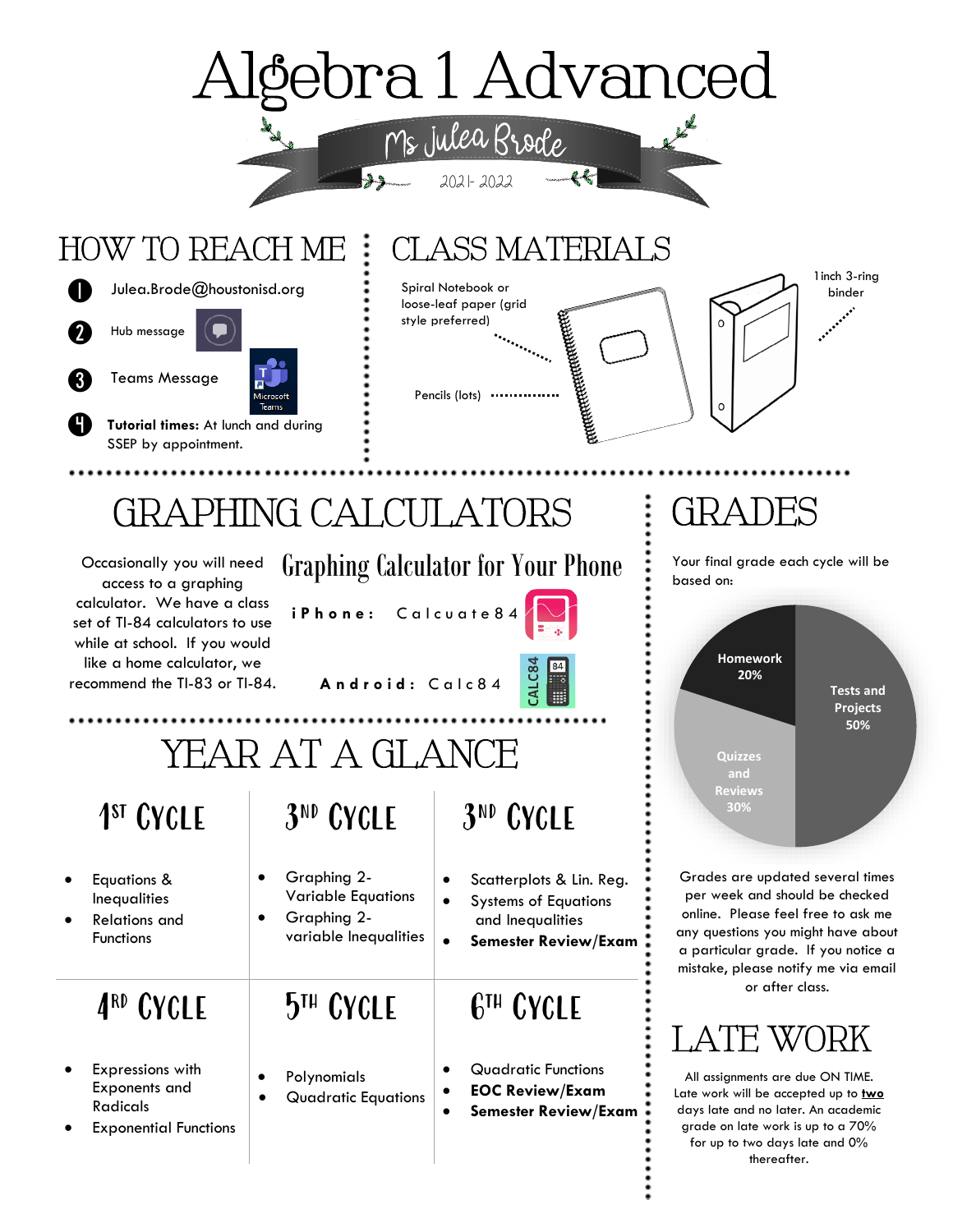# Algebra 1 Advanced

Ms Julea Brode

2021-2022

## HOW TO REACH ME

1. Julea.Brode@houstonisd.org
2. Hub message
3. Teams Message
4. **Tutorial times:** At lunch and during SSEP by appointment.

## CLASS MATERIALS

- Spiral Notebook or loose-leaf paper (grid style preferred)
- Pencils (lots)
- 1 inch 3-ring binder

## GRAPHING CALCULATORS

Occasionally you will need access to a graphing calculator. We have a class set of TI-84 calculators to use while at school. If you would like a home calculator, we recommend the TI-83 or TI-84.

### Graphing Calculator for Your Phone

**iPhone:** Calcuate84

**Android:** Calc84

## YEAR AT A GLANCE

| 1ST CYCLE | 3ND CYCLE | 3ND CYCLE |
|---|---|---|
| • Equations & Inequalities<br>• Relations and Functions | • Graphing 2-Variable Equations<br>• Graphing 2-variable Inequalities | • Scatterplots & Lin. Reg.<br>• Systems of Equations and Inequalities<br>• **Semester Review/Exam** |
| **4RD CYCLE** | **5TH CYCLE** | **6TH CYCLE** |
| • Expressions with Exponents and Radicals<br>• Exponential Functions | • Polynomials<br>• Quadratic Equations | • Quadratic Functions<br>• **EOC Review/Exam**<br>• **Semester Review/Exam** |

## GRADES

Your final grade each cycle will be based on:

- Homework 20%
- Tests and Projects 50%
- Quizzes and Reviews 30%

Grades are updated several times per week and should be checked online. Please feel free to ask me any questions you might have about a particular grade. If you notice a mistake, please notify me via email or after class.

## LATE WORK

All assignments are due ON TIME. Late work will be accepted up to **two** days late and no later. An academic grade on late work is up to a 70% for up to two days late and 0% thereafter.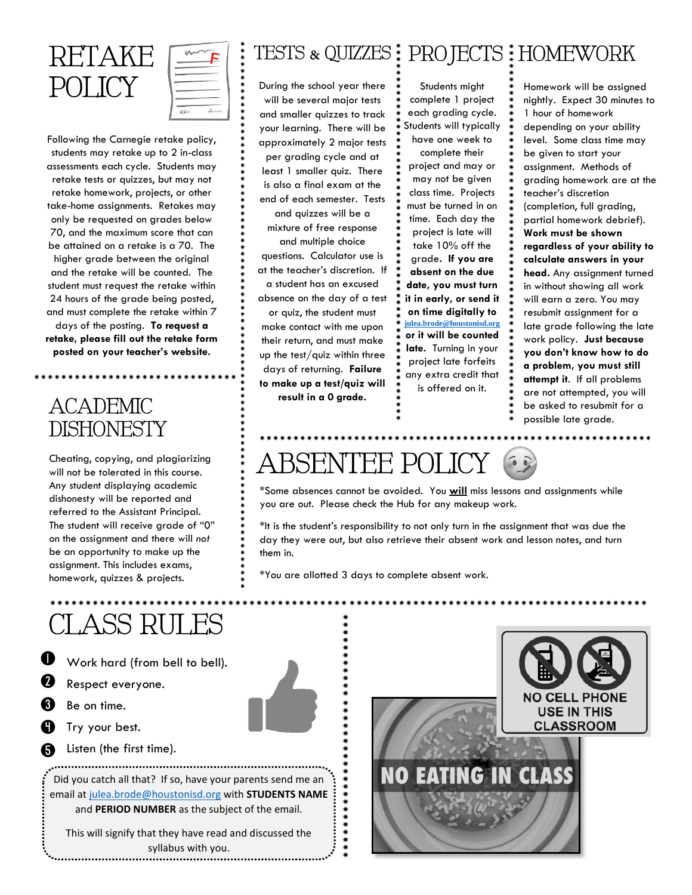# RETAKE POLICY

Following the Carnegie retake policy, students may retake up to 2 in-class assessments each cycle. Students may retake tests or quizzes, but may not retake homework, projects, or other take-home assignments. Retakes may only be requested on grades below 70, and the maximum score that can be attained on a retake is a 70. The higher grade between the original and the retake will be counted. The student must request the retake within 24 hours of the grade being posted, and must complete the retake within 7 days of the posting. **To request a retake, please fill out the retake form posted on your teacher's website.**

# ACADEMIC DISHONESTY

Cheating, copying, and plagiarizing will not be tolerated in this course. Any student displaying academic dishonesty will be reported and referred to the Assistant Principal. The student will receive grade of "0" on the assignment and there will *not* be an opportunity to make up the assignment. This includes exams, homework, quizzes & projects.

# TESTS & QUIZZES

During the school year there will be several major tests and smaller quizzes to track your learning. There will be approximately 2 major tests per grading cycle and at least 1 smaller quiz. There is also a final exam at the end of each semester. Tests and quizzes will be a mixture of free response and multiple choice questions. Calculator use is at the teacher's discretion. If a student has an excused absence on the day of a test or quiz, the student must make contact with me upon their return, and must make up the test/quiz within three days of returning. **Failure to make up a test/quiz will result in a 0 grade.**

# PROJECTS

Students might complete 1 project each grading cycle. Students will typically have one week to complete their project and may or may not be given class time. Projects must be turned in on time. Each day the project is late will take 10% off the grade. **If you are absent on the due date, you must turn it in early, or send it on time digitally to** julea.brode@houstonisd.org **or it will be counted late.** Turning in your project late forfeits any extra credit that is offered on it.

# HOMEWORK

Homework will be assigned nightly. Expect 30 minutes to 1 hour of homework depending on your ability level. Some class time may be given to start your assignment. Methods of grading homework are at the teacher's discretion (completion, full grading, partial homework debrief). **Work must be shown regardless of your ability to calculate answers in your head.** Any assignment turned in without showing all work will earn a zero. You may resubmit assignment for a late grade following the late work policy. **Just because you don't know how to do a problem, you must still attempt it.** If all problems are not attempted, you will be asked to resubmit for a possible late grade.

# ABSENTEE POLICY

*Some absences cannot be avoided. You **will** miss lessons and assignments while you are out. Please check the Hub for any makeup work.

*It is the student's responsibility to not only turn in the assignment that was due the day they were out, but also retrieve their absent work and lesson notes, and turn them in.

*You are allotted 3 days to complete absent work.

# CLASS RULES

1. Work hard (from bell to bell).
2. Respect everyone.
3. Be on time.
4. Try your best.
5. Listen (the first time).

Did you catch all that? If so, have your parents send me an email at julea.brode@houstonisd.org with **STUDENTS NAME** and **PERIOD NUMBER** as the subject of the email.

This will signify that they have read and discussed the syllabus with you.

NO CELL PHONE USE IN THIS CLASSROOM

NO EATING IN CLASS